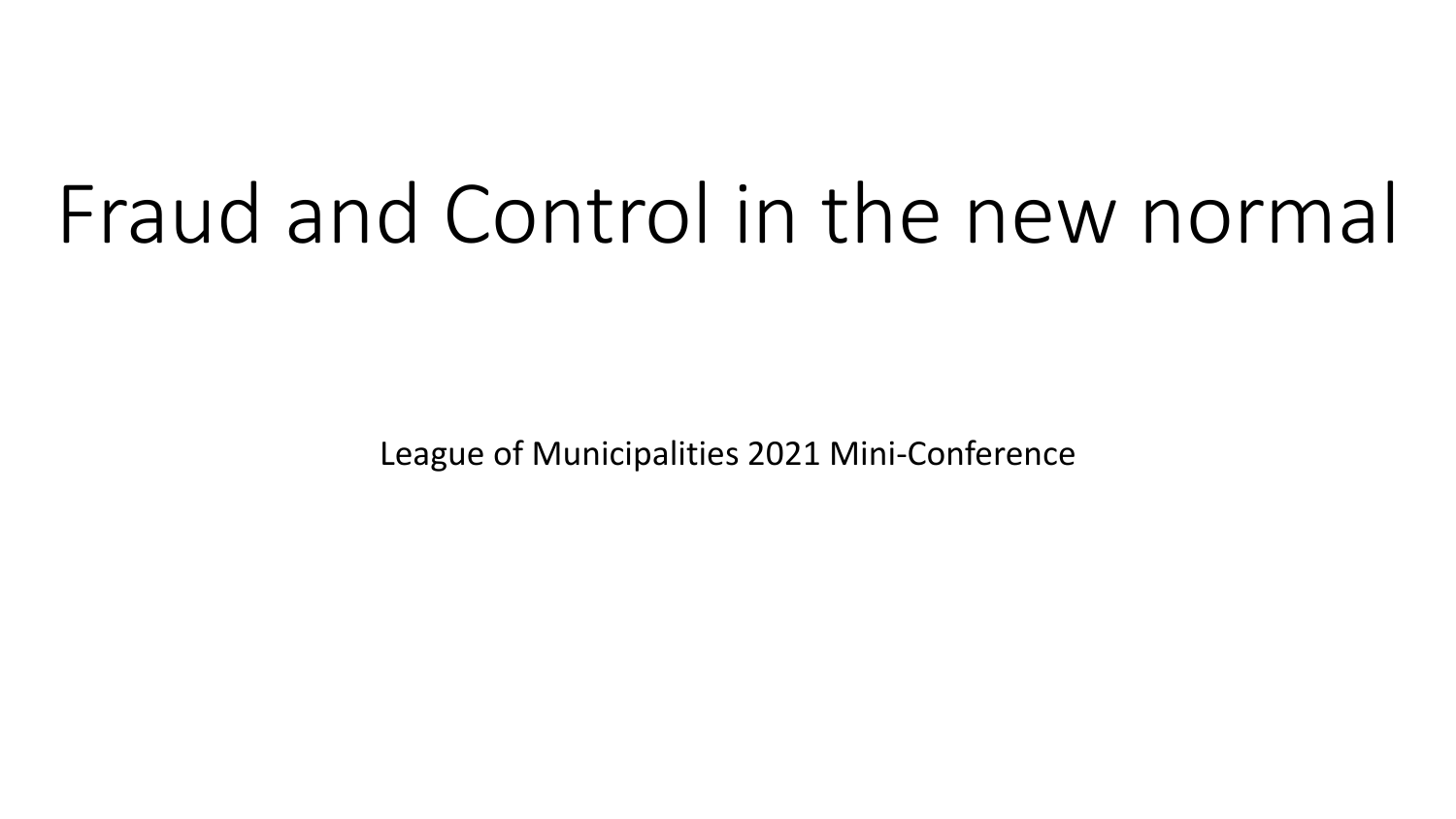# Fraud and Control in the new normal

League of Municipalities 2021 Mini-Conference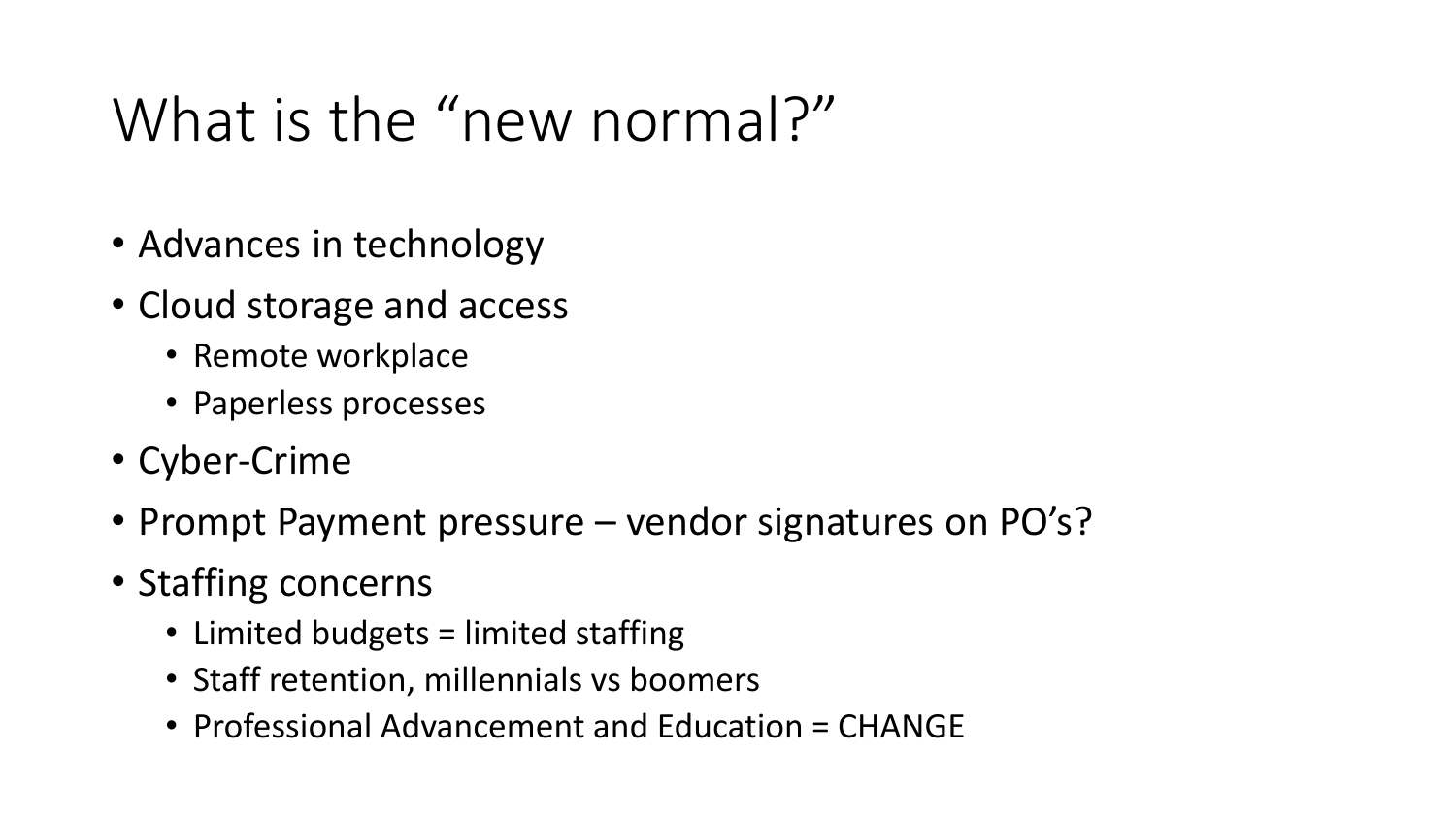# What is the “new normal?”

- Advances in technology
- Cloud storage and access
  - Remote workplace
  - Paperless processes
- Cyber-Crime
- Prompt Payment pressure – vendor signatures on PO’s?
- Staffing concerns
  - Limited budgets = limited staffing
  - Staff retention, millennials vs boomers
  - Professional Advancement and Education = CHANGE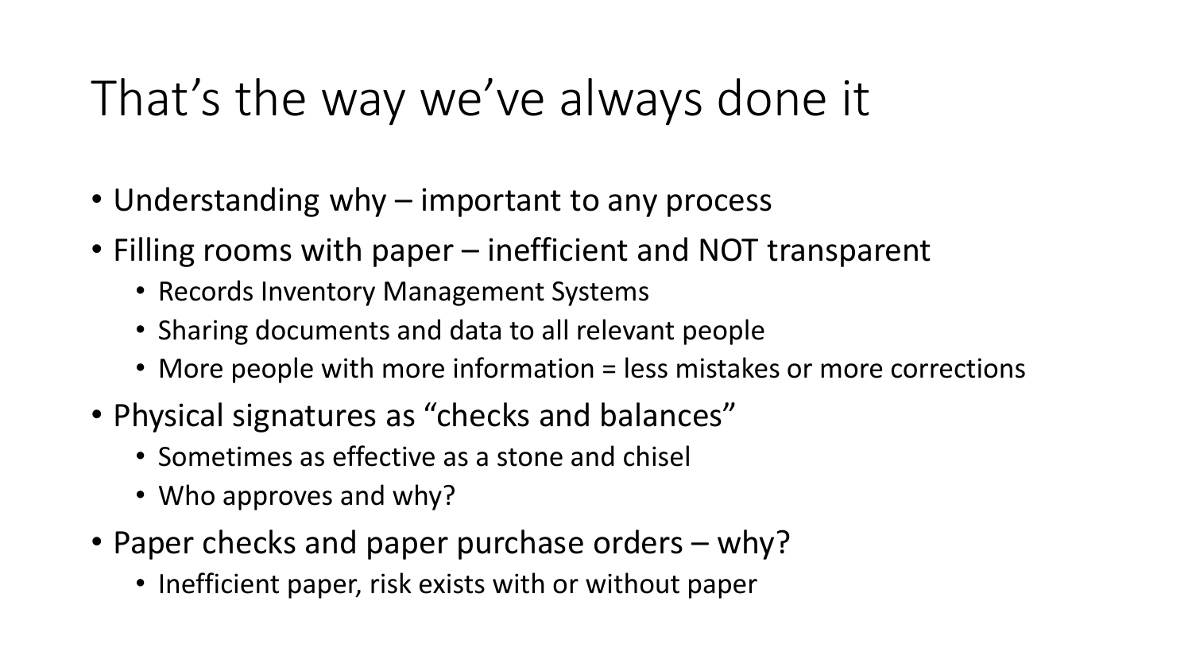# That’s the way we’ve always done it

- Understanding why – important to any process
- Filling rooms with paper – inefficient and NOT transparent
  - Records Inventory Management Systems
  - Sharing documents and data to all relevant people
  - More people with more information = less mistakes or more corrections
- Physical signatures as “checks and balances”
  - Sometimes as effective as a stone and chisel
  - Who approves and why?
- Paper checks and paper purchase orders – why?
  - Inefficient paper, risk exists with or without paper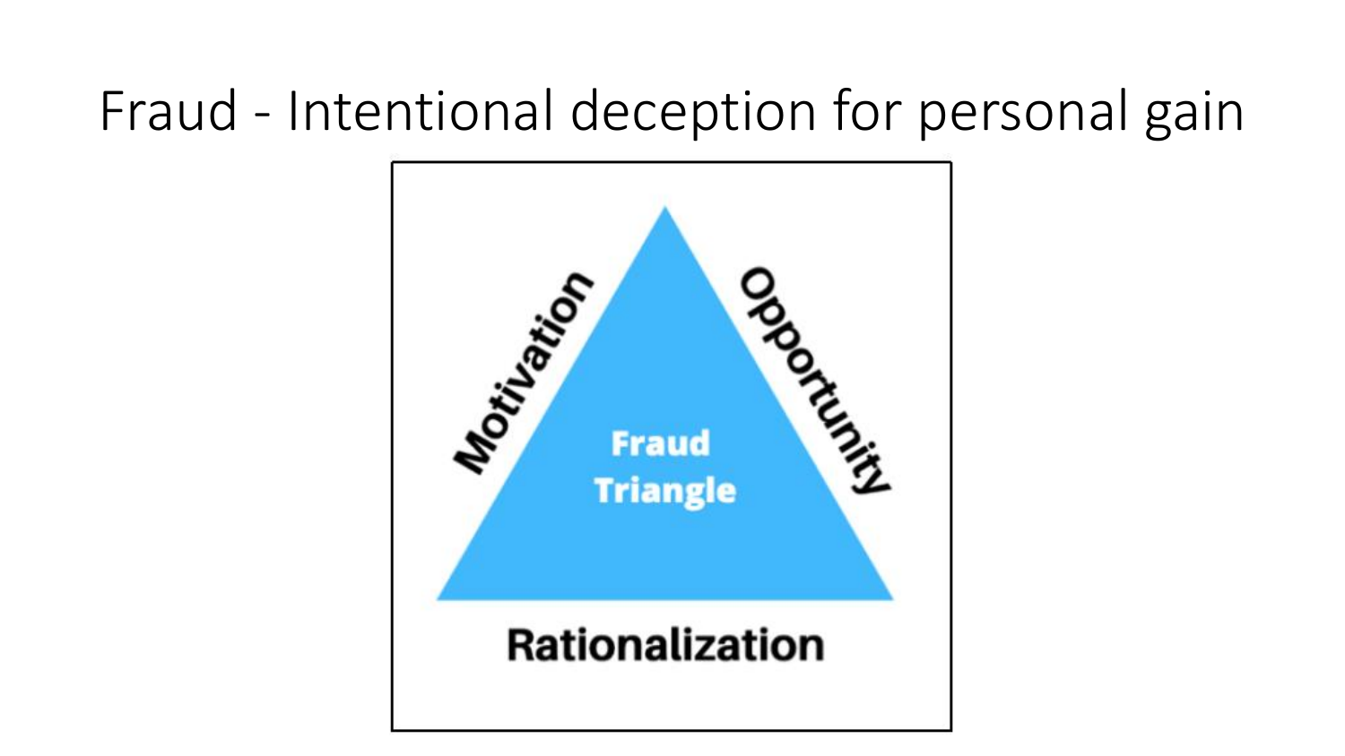# Fraud - Intentional deception for personal gain

Motivation

Opportunity

Fraud Triangle

Rationalization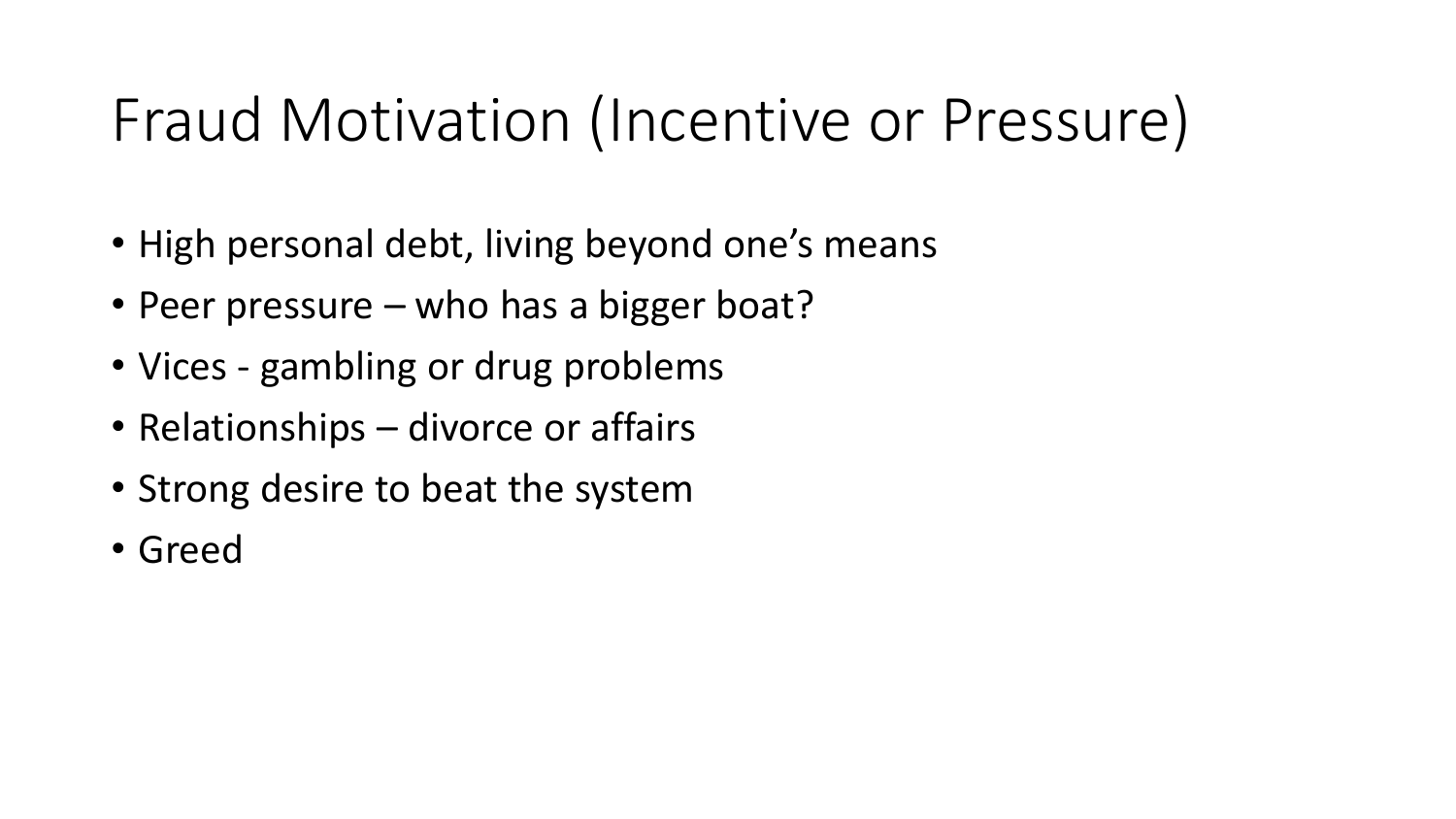# Fraud Motivation (Incentive or Pressure)

- High personal debt, living beyond one's means
- Peer pressure – who has a bigger boat?
- Vices - gambling or drug problems
- Relationships – divorce or affairs
- Strong desire to beat the system
- Greed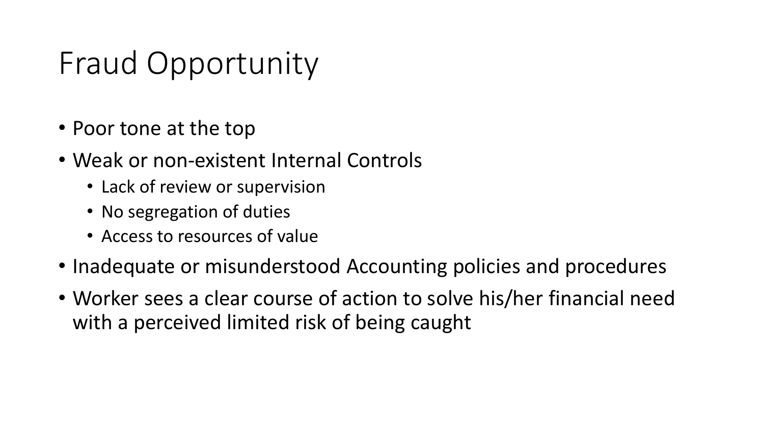# Fraud Opportunity

- Poor tone at the top
- Weak or non-existent Internal Controls
  - Lack of review or supervision
  - No segregation of duties
  - Access to resources of value
- Inadequate or misunderstood Accounting policies and procedures
- Worker sees a clear course of action to solve his/her financial need with a perceived limited risk of being caught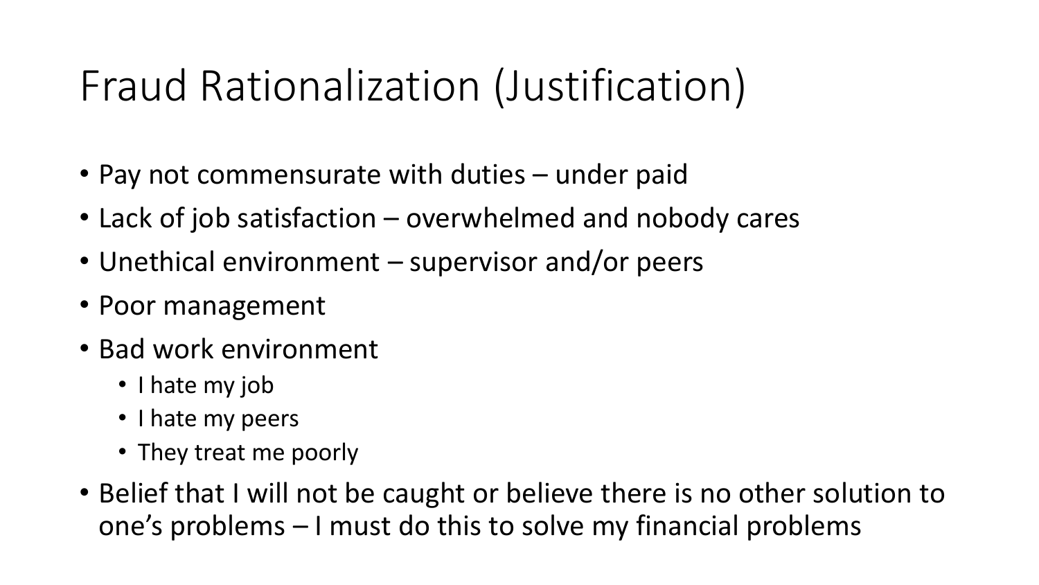# Fraud Rationalization (Justification)

- Pay not commensurate with duties – under paid
- Lack of job satisfaction – overwhelmed and nobody cares
- Unethical environment – supervisor and/or peers
- Poor management
- Bad work environment
  - I hate my job
  - I hate my peers
  - They treat me poorly
- Belief that I will not be caught or believe there is no other solution to one's problems – I must do this to solve my financial problems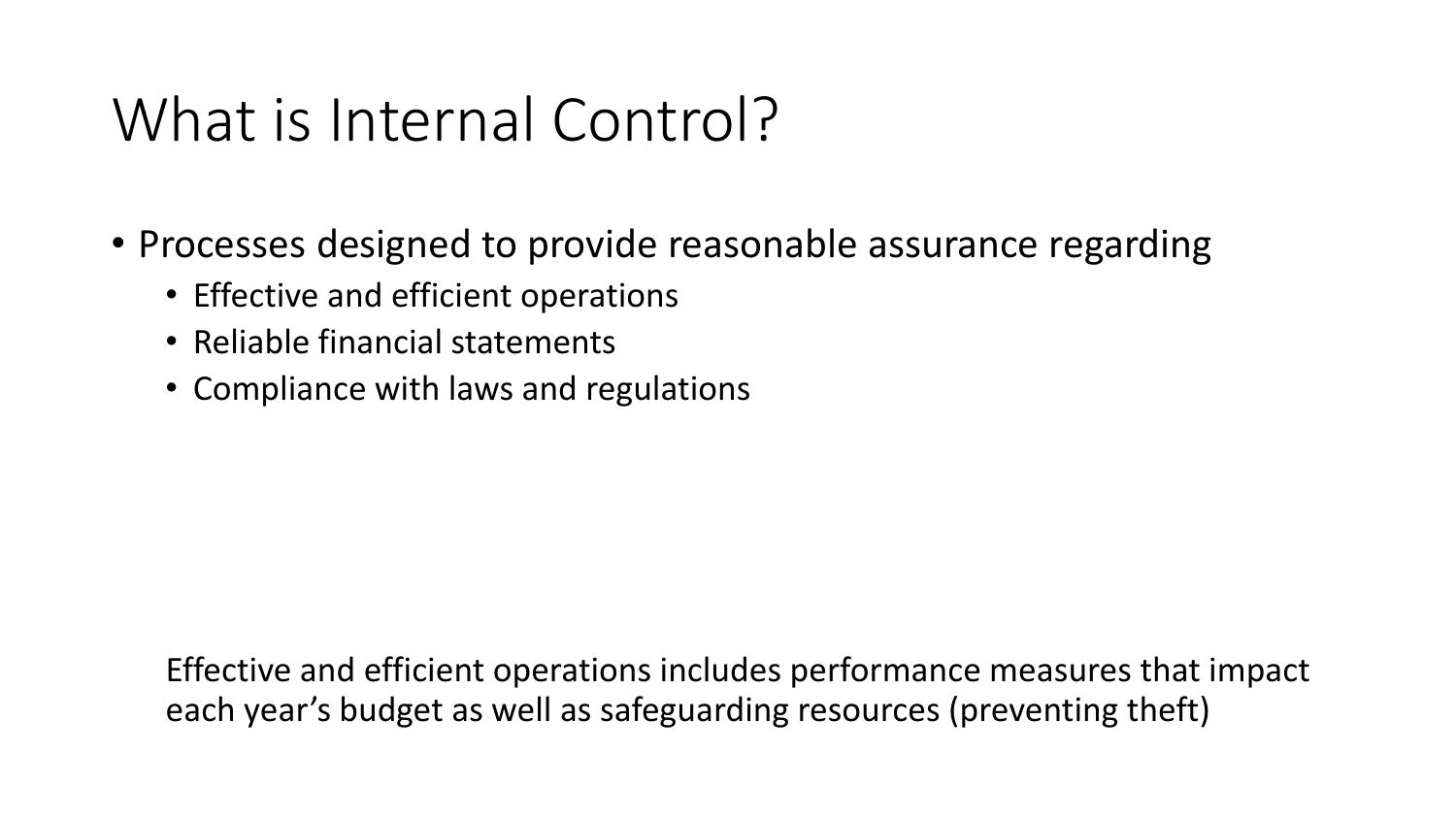# What is Internal Control?

- Processes designed to provide reasonable assurance regarding
  - Effective and efficient operations
  - Reliable financial statements
  - Compliance with laws and regulations

Effective and efficient operations includes performance measures that impact each year's budget as well as safeguarding resources (preventing theft)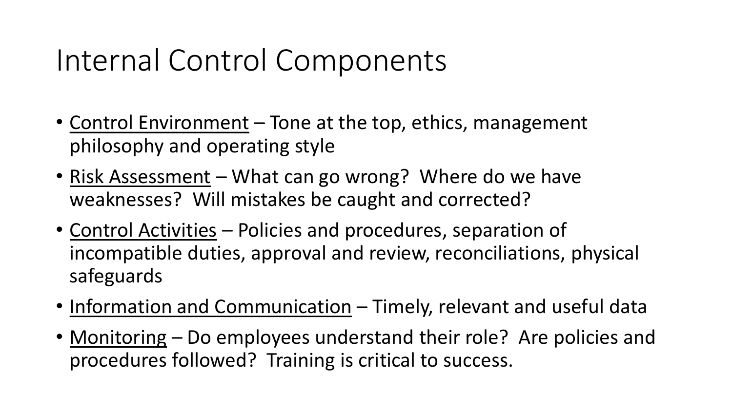# Internal Control Components

- <u>Control Environment</u> – Tone at the top, ethics, management philosophy and operating style
- <u>Risk Assessment</u> – What can go wrong? Where do we have weaknesses? Will mistakes be caught and corrected?
- <u>Control Activities</u> – Policies and procedures, separation of incompatible duties, approval and review, reconciliations, physical safeguards
- <u>Information and Communication</u> – Timely, relevant and useful data
- <u>Monitoring</u> – Do employees understand their role? Are policies and procedures followed? Training is critical to success.